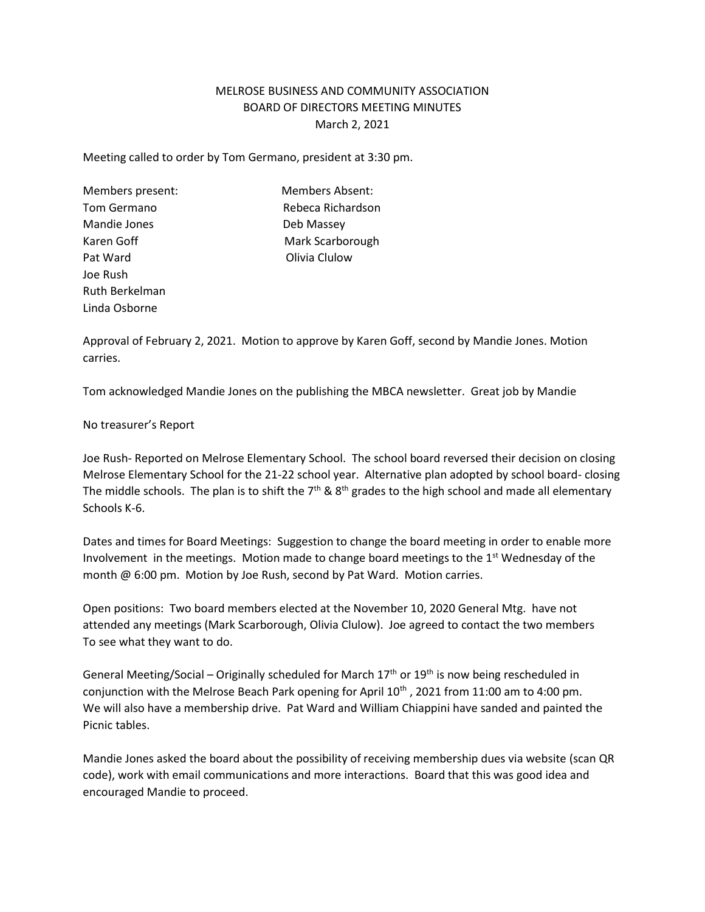MELROSE BUSINESS AND COMMUNITY ASSOCIATION
BOARD OF DIRECTORS MEETING MINUTES
March 2, 2021

Meeting called to order by Tom Germano, president at 3:30 pm.

| Members present: | Members Absent: |
|---|---|
| Tom Germano | Rebeca Richardson |
| Mandie Jones | Deb Massey |
| Karen Goff | Mark Scarborough |
| Pat Ward | Olivia Clulow |
| Joe Rush | |
| Ruth Berkelman | |
| Linda Osborne | |

Approval of February 2, 2021. Motion to approve by Karen Goff, second by Mandie Jones. Motion carries.

Tom acknowledged Mandie Jones on the publishing the MBCA newsletter. Great job by Mandie

No treasurer's Report

Joe Rush- Reported on Melrose Elementary School. The school board reversed their decision on closing Melrose Elementary School for the 21-22 school year. Alternative plan adopted by school board- closing The middle schools. The plan is to shift the 7th & 8th grades to the high school and made all elementary Schools K-6.

Dates and times for Board Meetings: Suggestion to change the board meeting in order to enable more Involvement in the meetings. Motion made to change board meetings to the 1st Wednesday of the month @ 6:00 pm. Motion by Joe Rush, second by Pat Ward. Motion carries.

Open positions: Two board members elected at the November 10, 2020 General Mtg. have not attended any meetings (Mark Scarborough, Olivia Clulow). Joe agreed to contact the two members To see what they want to do.

General Meeting/Social – Originally scheduled for March 17th or 19th is now being rescheduled in conjunction with the Melrose Beach Park opening for April 10th , 2021 from 11:00 am to 4:00 pm. We will also have a membership drive. Pat Ward and William Chiappini have sanded and painted the Picnic tables.

Mandie Jones asked the board about the possibility of receiving membership dues via website (scan QR code), work with email communications and more interactions. Board that this was good idea and encouraged Mandie to proceed.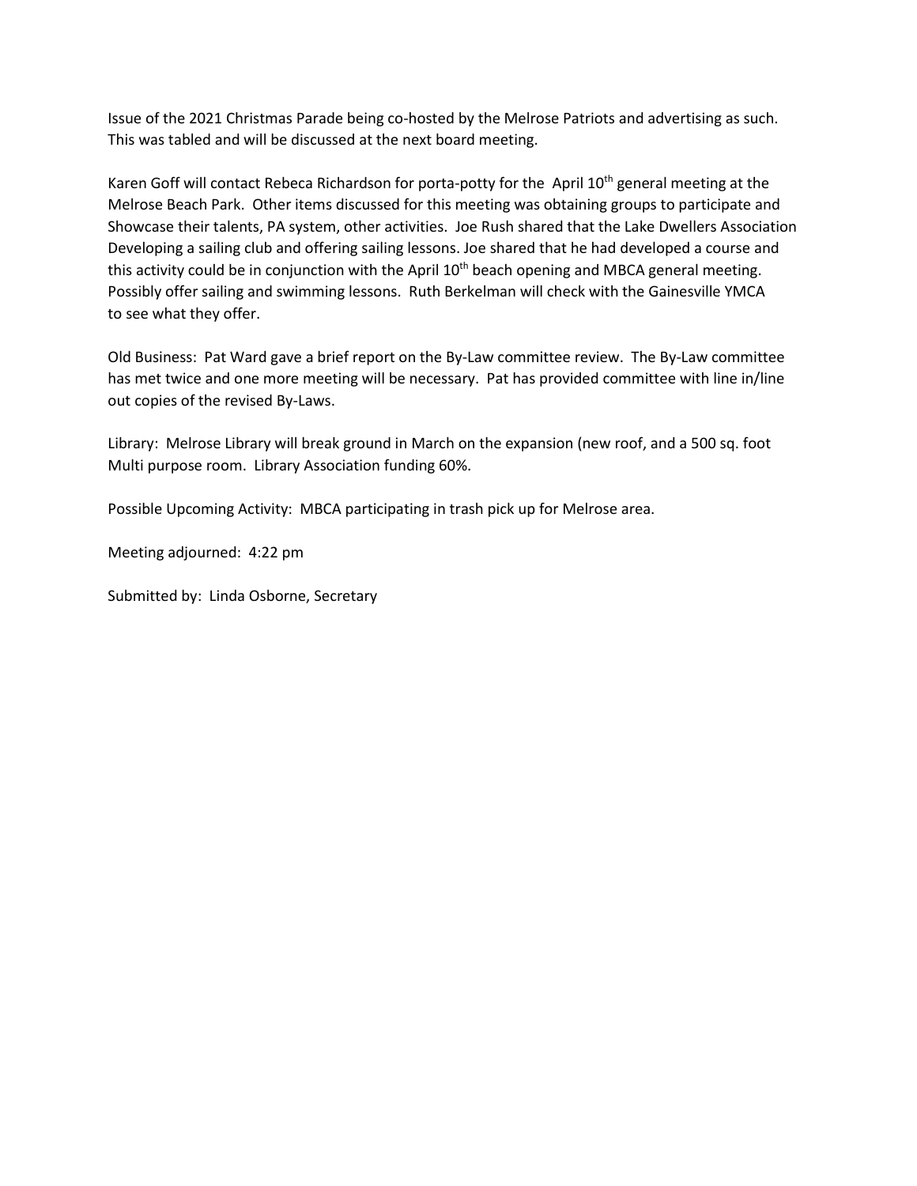Issue of the 2021 Christmas Parade being co-hosted by the Melrose Patriots and advertising as such. This was tabled and will be discussed at the next board meeting.

Karen Goff will contact Rebeca Richardson for porta-potty for the April 10th general meeting at the Melrose Beach Park. Other items discussed for this meeting was obtaining groups to participate and Showcase their talents, PA system, other activities. Joe Rush shared that the Lake Dwellers Association Developing a sailing club and offering sailing lessons. Joe shared that he had developed a course and this activity could be in conjunction with the April 10th beach opening and MBCA general meeting. Possibly offer sailing and swimming lessons. Ruth Berkelman will check with the Gainesville YMCA to see what they offer.

Old Business: Pat Ward gave a brief report on the By-Law committee review. The By-Law committee has met twice and one more meeting will be necessary. Pat has provided committee with line in/line out copies of the revised By-Laws.

Library: Melrose Library will break ground in March on the expansion (new roof, and a 500 sq. foot Multi purpose room. Library Association funding 60%.

Possible Upcoming Activity: MBCA participating in trash pick up for Melrose area.

Meeting adjourned: 4:22 pm

Submitted by: Linda Osborne, Secretary